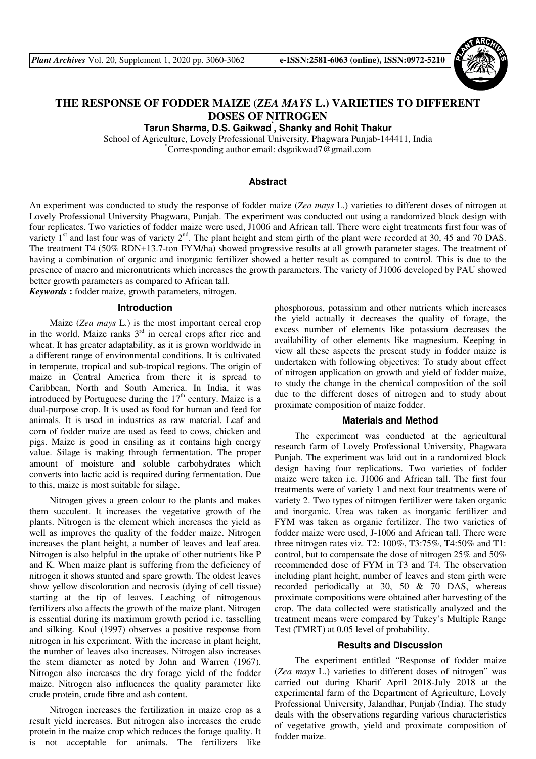# THE RESPONSE OF FODDER MAIZE (*ZEA MAYS* L.) VARIETIES TO DIFFERENT DOSES OF NITROGEN

**Tarun Sharma, D.S. Gaikwad*, Shanky and Rohit Thakur**

School of Agriculture, Lovely Professional University, Phagwara Punjab-144411, India

*Corresponding author email: dsgaikwad7@gmail.com

## Abstract

An experiment was conducted to study the response of fodder maize (*Zea mays* L.) varieties to different doses of nitrogen at Lovely Professional University Phagwara, Punjab. The experiment was conducted out using a randomized block design with four replicates. Two varieties of fodder maize were used, J1006 and African tall. There were eight treatments first four was of variety 1st and last four was of variety 2nd. The plant height and stem girth of the plant were recorded at 30, 45 and 70 DAS. The treatment T4 (50% RDN+13.7-ton FYM/ha) showed progressive results at all growth parameter stages. The treatment of having a combination of organic and inorganic fertilizer showed a better result as compared to control. This is due to the presence of macro and micronutrients which increases the growth parameters. The variety of J1006 developed by PAU showed better growth parameters as compared to African tall.

***Keywords*** **:** fodder maize, growth parameters, nitrogen.

## Introduction

Maize (*Zea mays* L.) is the most important cereal crop in the world. Maize ranks 3rd in cereal crops after rice and wheat. It has greater adaptability, as it is grown worldwide in a different range of environmental conditions. It is cultivated in temperate, tropical and sub-tropical regions. The origin of maize in Central America from there it is spread to Caribbean, North and South America. In India, it was introduced by Portuguese during the 17th century. Maize is a dual-purpose crop. It is used as food for human and feed for animals. It is used in industries as raw material. Leaf and corn of fodder maize are used as feed to cows, chicken and pigs. Maize is good in ensiling as it contains high energy value. Silage is making through fermentation. The proper amount of moisture and soluble carbohydrates which converts into lactic acid is required during fermentation. Due to this, maize is most suitable for silage.

Nitrogen gives a green colour to the plants and makes them succulent. It increases the vegetative growth of the plants. Nitrogen is the element which increases the yield as well as improves the quality of the fodder maize. Nitrogen increases the plant height, a number of leaves and leaf area. Nitrogen is also helpful in the uptake of other nutrients like P and K. When maize plant is suffering from the deficiency of nitrogen it shows stunted and spare growth. The oldest leaves show yellow discoloration and necrosis (dying of cell tissue) starting at the tip of leaves. Leaching of nitrogenous fertilizers also affects the growth of the maize plant. Nitrogen is essential during its maximum growth period i.e. tasselling and silking. Koul (1997) observes a positive response from nitrogen in his experiment. With the increase in plant height, the number of leaves also increases. Nitrogen also increases the stem diameter as noted by John and Warren (1967). Nitrogen also increases the dry forage yield of the fodder maize. Nitrogen also influences the quality parameter like crude protein, crude fibre and ash content.

Nitrogen increases the fertilization in maize crop as a result yield increases. But nitrogen also increases the crude protein in the maize crop which reduces the forage quality. It is not acceptable for animals. The fertilizers like phosphorous, potassium and other nutrients which increases the yield actually it decreases the quality of forage, the excess number of elements like potassium decreases the availability of other elements like magnesium. Keeping in view all these aspects the present study in fodder maize is undertaken with following objectives: To study about effect of nitrogen application on growth and yield of fodder maize, to study the change in the chemical composition of the soil due to the different doses of nitrogen and to study about proximate composition of maize fodder.

## Materials and Method

The experiment was conducted at the agricultural research farm of Lovely Professional University, Phagwara Punjab. The experiment was laid out in a randomized block design having four replications. Two varieties of fodder maize were taken i.e. J1006 and African tall. The first four treatments were of variety 1 and next four treatments were of variety 2. Two types of nitrogen fertilizer were taken organic and inorganic. Urea was taken as inorganic fertilizer and FYM was taken as organic fertilizer. The two varieties of fodder maize were used, J-1006 and African tall. There were three nitrogen rates viz. T2: 100%, T3:75%, T4:50% and T1: control, but to compensate the dose of nitrogen 25% and 50% recommended dose of FYM in T3 and T4. The observation including plant height, number of leaves and stem girth were recorded periodically at 30, 50 & 70 DAS, whereas proximate compositions were obtained after harvesting of the crop. The data collected were statistically analyzed and the treatment means were compared by Tukey's Multiple Range Test (TMRT) at 0.05 level of probability.

## Results and Discussion

The experiment entitled "Response of fodder maize (*Zea mays* L.) varieties to different doses of nitrogen" was carried out during Kharif April 2018-July 2018 at the experimental farm of the Department of Agriculture, Lovely Professional University, Jalandhar, Punjab (India). The study deals with the observations regarding various characteristics of vegetative growth, yield and proximate composition of fodder maize.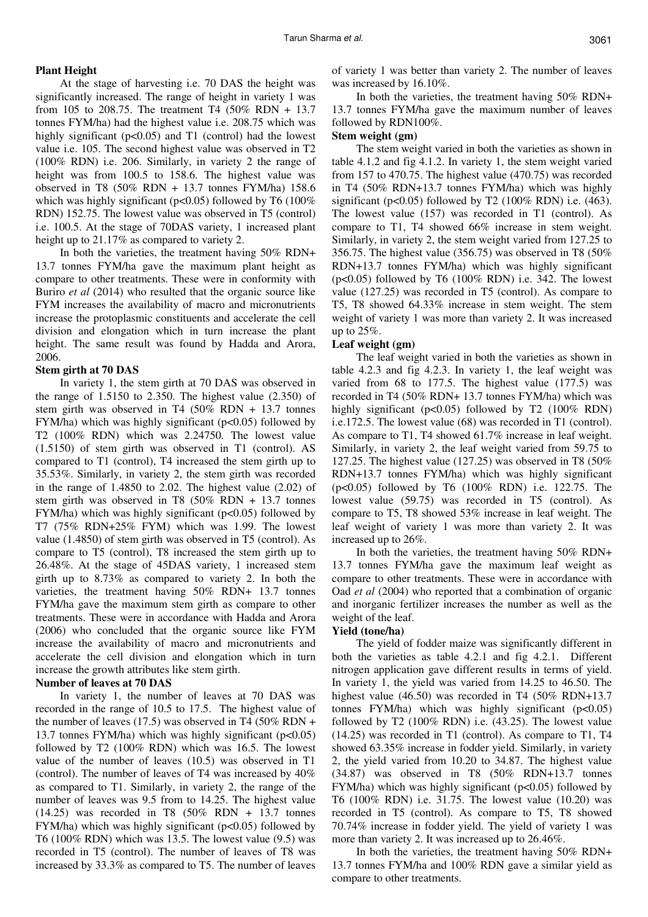**Plant Height**

At the stage of harvesting i.e. 70 DAS the height was significantly increased. The range of height in variety 1 was from 105 to 208.75. The treatment T4 (50% RDN + 13.7 tonnes FYM/ha) had the highest value i.e. 208.75 which was highly significant ($p<0.05$) and T1 (control) had the lowest value i.e. 105. The second highest value was observed in T2 (100% RDN) i.e. 206. Similarly, in variety 2 the range of height was from 100.5 to 158.6. The highest value was observed in T8 (50% RDN + 13.7 tonnes FYM/ha) 158.6 which was highly significant ($p<0.05$) followed by T6 (100% RDN) 152.75. The lowest value was observed in T5 (control) i.e. 100.5. At the stage of 70DAS variety, 1 increased plant height up to 21.17% as compared to variety 2.

In both the varieties, the treatment having 50% RDN+ 13.7 tonnes FYM/ha gave the maximum plant height as compare to other treatments. These were in conformity with Buriro *et al* (2014) who resulted that the organic source like FYM increases the availability of macro and micronutrients increase the protoplasmic constituents and accelerate the cell division and elongation which in turn increase the plant height. The same result was found by Hadda and Arora, 2006.

**Stem girth at 70 DAS**

In variety 1, the stem girth at 70 DAS was observed in the range of 1.5150 to 2.350. The highest value (2.350) of stem girth was observed in T4 (50% RDN + 13.7 tonnes FYM/ha) which was highly significant ($p<0.05$) followed by T2 (100% RDN) which was 2.24750. The lowest value (1.5150) of stem girth was observed in T1 (control). AS compared to T1 (control), T4 increased the stem girth up to 35.53%. Similarly, in variety 2, the stem girth was recorded in the range of 1.4850 to 2.02. The highest value (2.02) of stem girth was observed in T8 (50% RDN + 13.7 tonnes FYM/ha) which was highly significant ($p<0.05$) followed by T7 (75% RDN+25% FYM) which was 1.99. The lowest value (1.4850) of stem girth was observed in T5 (control). As compare to T5 (control), T8 increased the stem girth up to 26.48%. At the stage of 45DAS variety, 1 increased stem girth up to 8.73% as compared to variety 2. In both the varieties, the treatment having 50% RDN+ 13.7 tonnes FYM/ha gave the maximum stem girth as compare to other treatments. These were in accordance with Hadda and Arora (2006) who concluded that the organic source like FYM increase the availability of macro and micronutrients and accelerate the cell division and elongation which in turn increase the growth attributes like stem girth.

**Number of leaves at 70 DAS**

In variety 1, the number of leaves at 70 DAS was recorded in the range of 10.5 to 17.5. The highest value of the number of leaves (17.5) was observed in T4 (50% RDN + 13.7 tonnes FYM/ha) which was highly significant ($p<0.05$) followed by T2 (100% RDN) which was 16.5. The lowest value of the number of leaves (10.5) was observed in T1 (control). The number of leaves of T4 was increased by 40% as compared to T1. Similarly, in variety 2, the range of the number of leaves was 9.5 from to 14.25. The highest value (14.25) was recorded in T8 (50% RDN + 13.7 tonnes FYM/ha) which was highly significant ($p<0.05$) followed by T6 (100% RDN) which was 13.5. The lowest value (9.5) was recorded in T5 (control). The number of leaves of T8 was increased by 33.3% as compared to T5. The number of leaves of variety 1 was better than variety 2. The number of leaves was increased by 16.10%.

In both the varieties, the treatment having 50% RDN+ 13.7 tonnes FYM/ha gave the maximum number of leaves followed by RDN100%.

**Stem weight (gm)**

The stem weight varied in both the varieties as shown in table 4.1.2 and fig 4.1.2. In variety 1, the stem weight varied from 157 to 470.75. The highest value (470.75) was recorded in T4 (50% RDN+13.7 tonnes FYM/ha) which was highly significant ($p<0.05$) followed by T2 (100% RDN) i.e. (463). The lowest value (157) was recorded in T1 (control). As compare to T1, T4 showed 66% increase in stem weight. Similarly, in variety 2, the stem weight varied from 127.25 to 356.75. The highest value (356.75) was observed in T8 (50% RDN+13.7 tonnes FYM/ha) which was highly significant ($p<0.05$) followed by T6 (100% RDN) i.e. 342. The lowest value (127.25) was recorded in T5 (control). As compare to T5, T8 showed 64.33% increase in stem weight. The stem weight of variety 1 was more than variety 2. It was increased up to 25%.

**Leaf weight (gm)**

The leaf weight varied in both the varieties as shown in table 4.2.3 and fig 4.2.3. In variety 1, the leaf weight was varied from 68 to 177.5. The highest value (177.5) was recorded in T4 (50% RDN+ 13.7 tonnes FYM/ha) which was highly significant ($p<0.05$) followed by T2 (100% RDN) i.e.172.5. The lowest value (68) was recorded in T1 (control). As compare to T1, T4 showed 61.7% increase in leaf weight. Similarly, in variety 2, the leaf weight varied from 59.75 to 127.25. The highest value (127.25) was observed in T8 (50% RDN+13.7 tonnes FYM/ha) which was highly significant ($p<0.05$) followed by T6 (100% RDN) i.e. 122.75. The lowest value (59.75) was recorded in T5 (control). As compare to T5, T8 showed 53% increase in leaf weight. The leaf weight of variety 1 was more than variety 2. It was increased up to 26%.

In both the varieties, the treatment having 50% RDN+ 13.7 tonnes FYM/ha gave the maximum leaf weight as compare to other treatments. These were in accordance with Oad *et al* (2004) who reported that a combination of organic and inorganic fertilizer increases the number as well as the weight of the leaf.

**Yield (tone/ha)**

The yield of fodder maize was significantly different in both the varieties as table 4.2.1 and fig 4.2.1. Different nitrogen application gave different results in terms of yield. In variety 1, the yield was varied from 14.25 to 46.50. The highest value (46.50) was recorded in T4 (50% RDN+13.7 tonnes FYM/ha) which was highly significant ($p<0.05$) followed by T2 (100% RDN) i.e. (43.25). The lowest value (14.25) was recorded in T1 (control). As compare to T1, T4 showed 63.35% increase in fodder yield. Similarly, in variety 2, the yield varied from 10.20 to 34.87. The highest value (34.87) was observed in T8 (50% RDN+13.7 tonnes FYM/ha) which was highly significant ($p<0.05$) followed by T6 (100% RDN) i.e. 31.75. The lowest value (10.20) was recorded in T5 (control). As compare to T5, T8 showed 70.74% increase in fodder yield. The yield of variety 1 was more than variety 2. It was increased up to 26.46%.

In both the varieties, the treatment having 50% RDN+ 13.7 tonnes FYM/ha and 100% RDN gave a similar yield as compare to other treatments.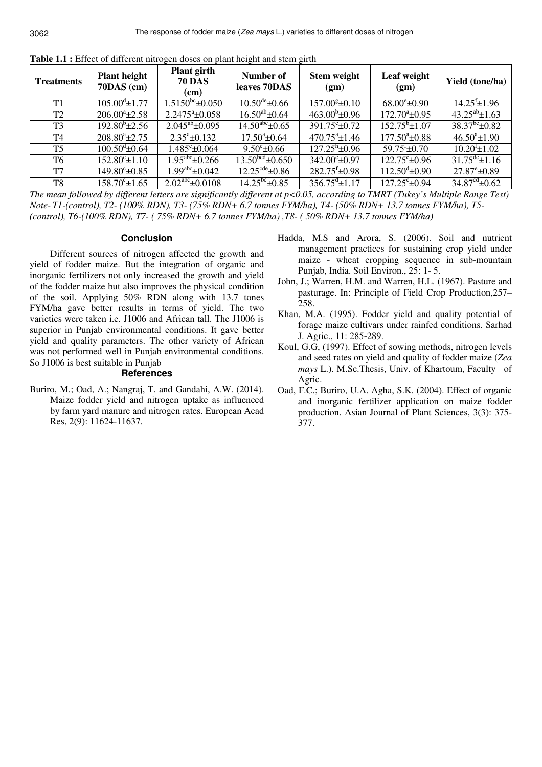**Table 1.1 :** Effect of different nitrogen doses on plant height and stem girth

| Treatments | Plant height 70DAS (cm) | Plant girth 70 DAS (cm) | Number of leaves 70DAS | Stem weight (gm) | Leaf weight (gm) | Yield (tone/ha) |
|---|---|---|---|---|---|---|
| T1 | $105.00^{d}$±1.77 | $1.5150^{bc}$±0.050 | $10.50^{de}$±0.66 | $157.00^{g}$±0.10 | $68.00^{e}$±0.90 | $14.25^{f}$±1.96 |
| T2 | $206.00^{a}$±2.58 | $2.2475^{a}$±0.058 | $16.50^{ab}$±0.64 | $463.00^{b}$±0.96 | $172.70^{a}$±0.95 | $43.25^{ab}$±1.63 |
| T3 | $192.80^{b}$±2.56 | $2.045^{ab}$±0.095 | $14.50^{abc}$±0.65 | $391.75^{c}$±0.72 | $152.75^{b}$±1.07 | $38.37^{bc}$±0.82 |
| T4 | $208.80^{a}$±2.75 | $2.35^{a}$±0.132 | $17.50^{a}$±0.64 | $470.75^{a}$±1.46 | $177.50^{a}$±0.88 | $46.50^{a}$±1.90 |
| T5 | $100.50^{d}$±0.64 | $1.485^{c}$±0.064 | $9.50^{e}$±0.66 | $127.25^{h}$±0.96 | $59.75^{f}$±0.70 | $10.20^{f}$±1.02 |
| T6 | $152.80^{c}$±1.10 | $1.95^{abc}$±0.266 | $13.50^{bcd}$±0.650 | $342.00^{e}$±0.97 | $122.75^{c}$±0.96 | $31.75^{de}$±1.16 |
| T7 | $149.80^{c}$±0.85 | $1.99^{abc}$±0.042 | $12.25^{cde}$±0.86 | $282.75^{f}$±0.98 | $112.50^{d}$±0.90 | $27.87^{e}$±0.89 |
| T8 | $158.70^{c}$±1.65 | $2.02^{abc}$±0.0108 | $14.25^{bc}$±0.85 | $356.75^{d}$±1.17 | $127.25^{c}$±0.94 | $34.87^{cd}$±0.62 |

*The mean followed by different letters are significantly different at $p<0.05$, according to TMRT (Tukey's Multiple Range Test) Note- T1-(control), T2- (100% RDN), T3- (75% RDN+ 6.7 tonnes FYM/ha), T4- (50% RDN+ 13.7 tonnes FYM/ha), T5- (control), T6-(100% RDN), T7- ( 75% RDN+ 6.7 tonnes FYM/ha) ,T8- ( 50% RDN+ 13.7 tonnes FYM/ha)*

## Conclusion

Different sources of nitrogen affected the growth and yield of fodder maize. But the integration of organic and inorganic fertilizers not only increased the growth and yield of the fodder maize but also improves the physical condition of the soil. Applying 50% RDN along with 13.7 tones FYM/ha gave better results in terms of yield. The two varieties were taken i.e. J1006 and African tall. The J1006 is superior in Punjab environmental conditions. It gave better yield and quality parameters. The other variety of African was not performed well in Punjab environmental conditions. So J1006 is best suitable in Punjab

## References

Buriro, M.; Oad, A.; Nangraj, T. and Gandahi, A.W. (2014). Maize fodder yield and nitrogen uptake as influenced by farm yard manure and nitrogen rates. European Acad Res, 2(9): 11624-11637.

Hadda, M.S and Arora, S. (2006). Soil and nutrient management practices for sustaining crop yield under maize - wheat cropping sequence in sub-mountain Punjab, India. Soil Environ., 25: 1- 5.

John, J.; Warren, H.M. and Warren, H.L. (1967). Pasture and pasturage. In: Principle of Field Crop Production,257–258.

Khan, M.A. (1995). Fodder yield and quality potential of forage maize cultivars under rainfed conditions. Sarhad J. Agric., 11: 285-289.

Koul, G.G, (1997). Effect of sowing methods, nitrogen levels and seed rates on yield and quality of fodder maize (*Zea mays* L.). M.Sc.Thesis, Univ. of Khartoum, Faculty of Agric.

Oad, F.C.; Buriro, U.A. Agha, S.K. (2004). Effect of organic and inorganic fertilizer application on maize fodder production. Asian Journal of Plant Sciences, 3(3): 375-377.